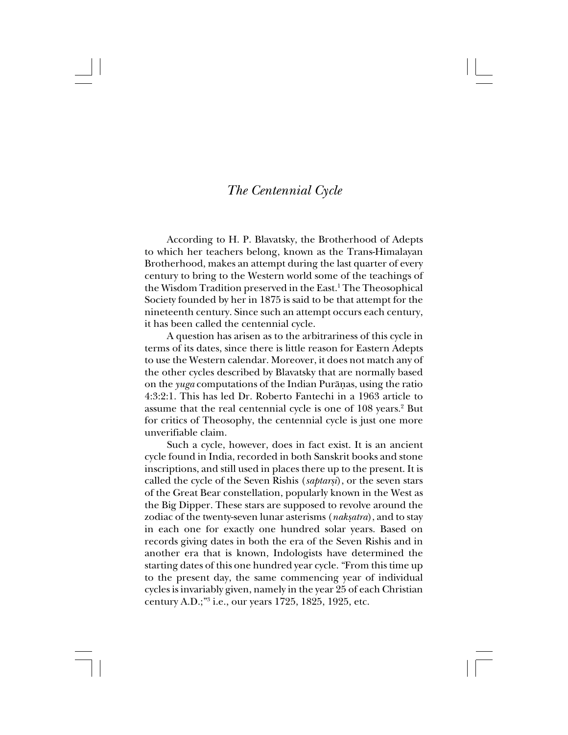# *The Centennial Cycle*

According to H. P. Blavatsky, the Brotherhood of Adepts to which her teachers belong, known as the Trans-Himalayan Brotherhood, makes an attempt during the last quarter of every century to bring to the Western world some of the teachings of the Wisdom Tradition preserved in the East.[1] The Theosophical Society founded by her in 1875 is said to be that attempt for the nineteenth century. Since such an attempt occurs each century, it has been called the centennial cycle.

A question has arisen as to the arbitrariness of this cycle in terms of its dates, since there is little reason for Eastern Adepts to use the Western calendar. Moreover, it does not match any of the other cycles described by Blavatsky that are normally based on the *yuga* computations of the Indian Purāṇas, using the ratio 4:3:2:1. This has led Dr. Roberto Fantechi in a 1963 article to assume that the real centennial cycle is one of 108 years.[2] But for critics of Theosophy, the centennial cycle is just one more unverifiable claim.

Such a cycle, however, does in fact exist. It is an ancient cycle found in India, recorded in both Sanskrit books and stone inscriptions, and still used in places there up to the present. It is called the cycle of the Seven Rishis (*saptarṣi*), or the seven stars of the Great Bear constellation, popularly known in the West as the Big Dipper. These stars are supposed to revolve around the zodiac of the twenty-seven lunar asterisms (*nakṣatra*), and to stay in each one for exactly one hundred solar years. Based on records giving dates in both the era of the Seven Rishis and in another era that is known, Indologists have determined the starting dates of this one hundred year cycle. "From this time up to the present day, the same commencing year of individual cycles is invariably given, namely in the year 25 of each Christian century A.D.;"[3] i.e., our years 1725, 1825, 1925, etc.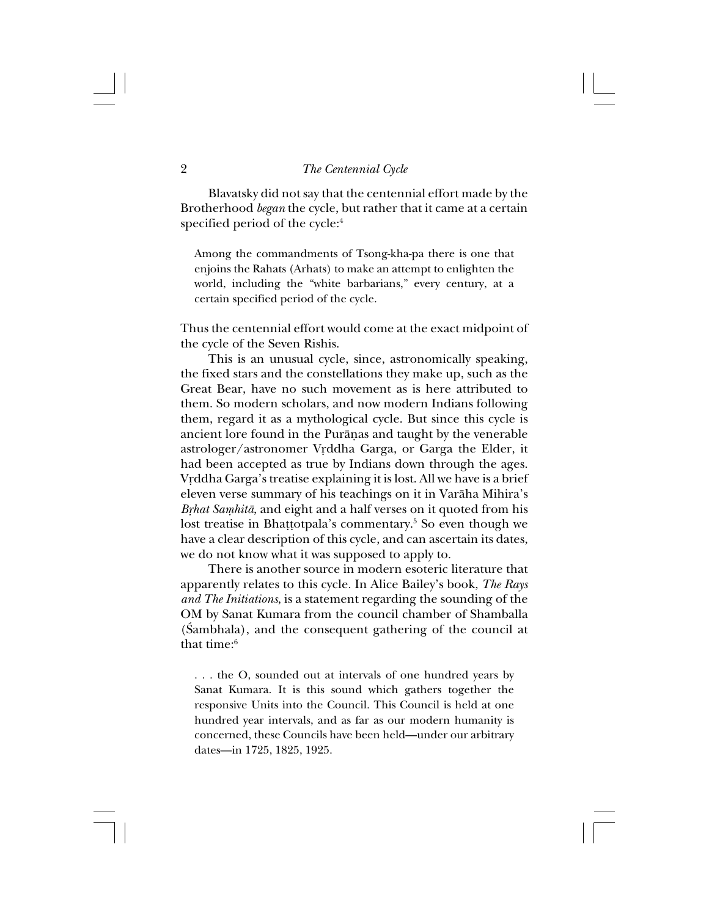Blavatsky did not say that the centennial effort made by the Brotherhood *began* the cycle, but rather that it came at a certain specified period of the cycle:[4]

> Among the commandments of Tsong-kha-pa there is one that enjoins the Rahats (Arhats) to make an attempt to enlighten the world, including the "white barbarians," every century, at a certain specified period of the cycle.

Thus the centennial effort would come at the exact midpoint of the cycle of the Seven Rishis.

This is an unusual cycle, since, astronomically speaking, the fixed stars and the constellations they make up, such as the Great Bear, have no such movement as is here attributed to them. So modern scholars, and now modern Indians following them, regard it as a mythological cycle. But since this cycle is ancient lore found in the Purāṇas and taught by the venerable astrologer/astronomer Vṛddha Garga, or Garga the Elder, it had been accepted as true by Indians down through the ages. Vṛddha Garga's treatise explaining it is lost. All we have is a brief eleven verse summary of his teachings on it in Varāha Mihira's *Bṛhat Saṃhitā*, and eight and a half verses on it quoted from his lost treatise in Bhaṭṭotpala's commentary.[5] So even though we have a clear description of this cycle, and can ascertain its dates, we do not know what it was supposed to apply to.

There is another source in modern esoteric literature that apparently relates to this cycle. In Alice Bailey's book, *The Rays and The Initiations*, is a statement regarding the sounding of the OM by Sanat Kumara from the council chamber of Shamballa (Śambhala), and the consequent gathering of the council at that time:[6]

> . . . the O, sounded out at intervals of one hundred years by Sanat Kumara. It is this sound which gathers together the responsive Units into the Council. This Council is held at one hundred year intervals, and as far as our modern humanity is concerned, these Councils have been held—under our arbitrary dates—in 1725, 1825, 1925.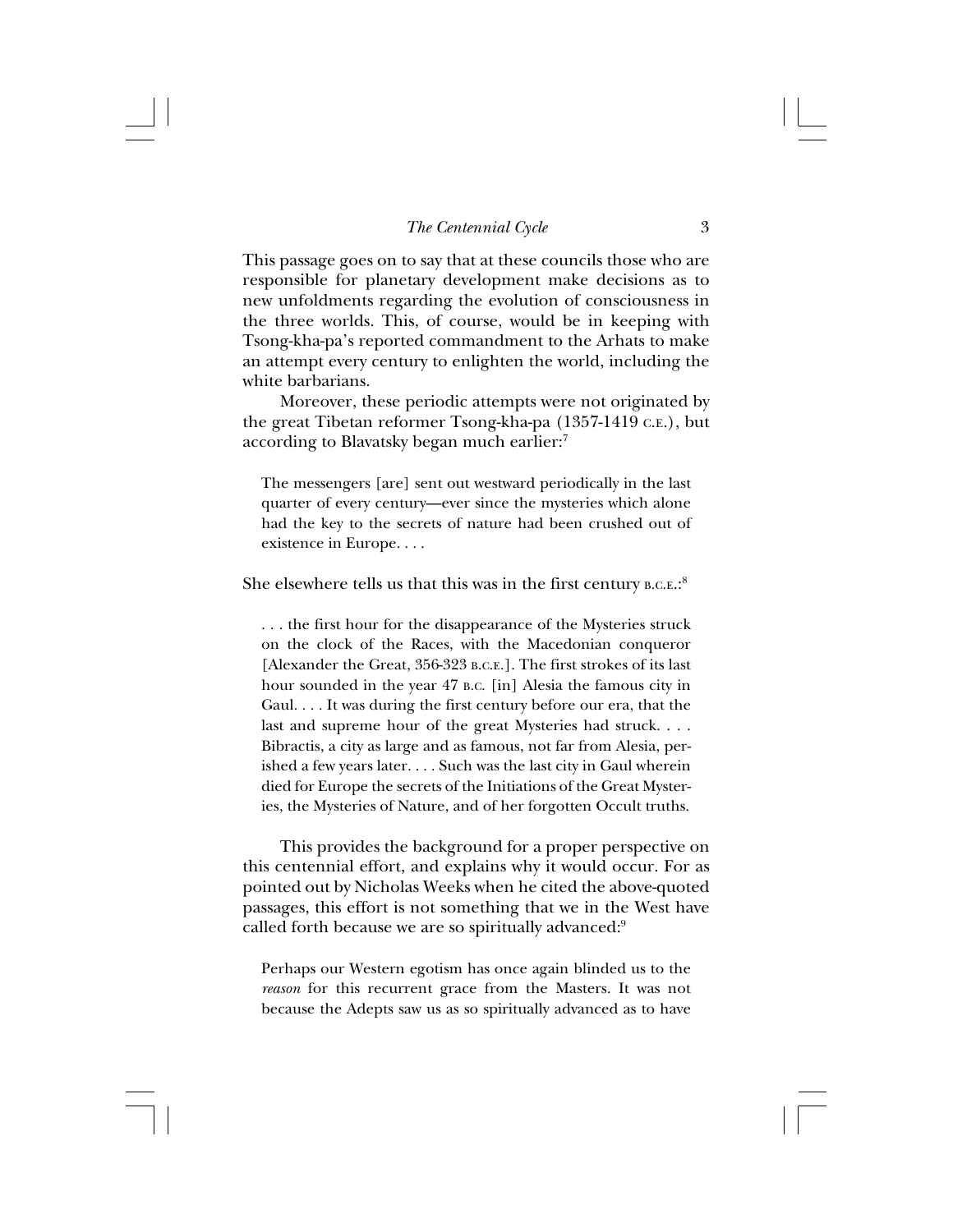This passage goes on to say that at these councils those who are responsible for planetary development make decisions as to new unfoldments regarding the evolution of consciousness in the three worlds. This, of course, would be in keeping with Tsong-kha-pa's reported commandment to the Arhats to make an attempt every century to enlighten the world, including the white barbarians.

Moreover, these periodic attempts were not originated by the great Tibetan reformer Tsong-kha-pa (1357-1419 C.E.), but according to Blavatsky began much earlier:[7]

> The messengers [are] sent out westward periodically in the last quarter of every century—ever since the mysteries which alone had the key to the secrets of nature had been crushed out of existence in Europe. . . .

She elsewhere tells us that this was in the first century B.C.E.:[8]

> . . . the first hour for the disappearance of the Mysteries struck on the clock of the Races, with the Macedonian conqueror [Alexander the Great, 356-323 B.C.E.]. The first strokes of its last hour sounded in the year 47 B.C. [in] Alesia the famous city in Gaul. . . . It was during the first century before our era, that the last and supreme hour of the great Mysteries had struck. . . . Bibractis, a city as large and as famous, not far from Alesia, perished a few years later. . . . Such was the last city in Gaul wherein died for Europe the secrets of the Initiations of the Great Mysteries, the Mysteries of Nature, and of her forgotten Occult truths.

This provides the background for a proper perspective on this centennial effort, and explains why it would occur. For as pointed out by Nicholas Weeks when he cited the above-quoted passages, this effort is not something that we in the West have called forth because we are so spiritually advanced:[9]

> Perhaps our Western egotism has once again blinded us to the *reason* for this recurrent grace from the Masters. It was not because the Adepts saw us as so spiritually advanced as to have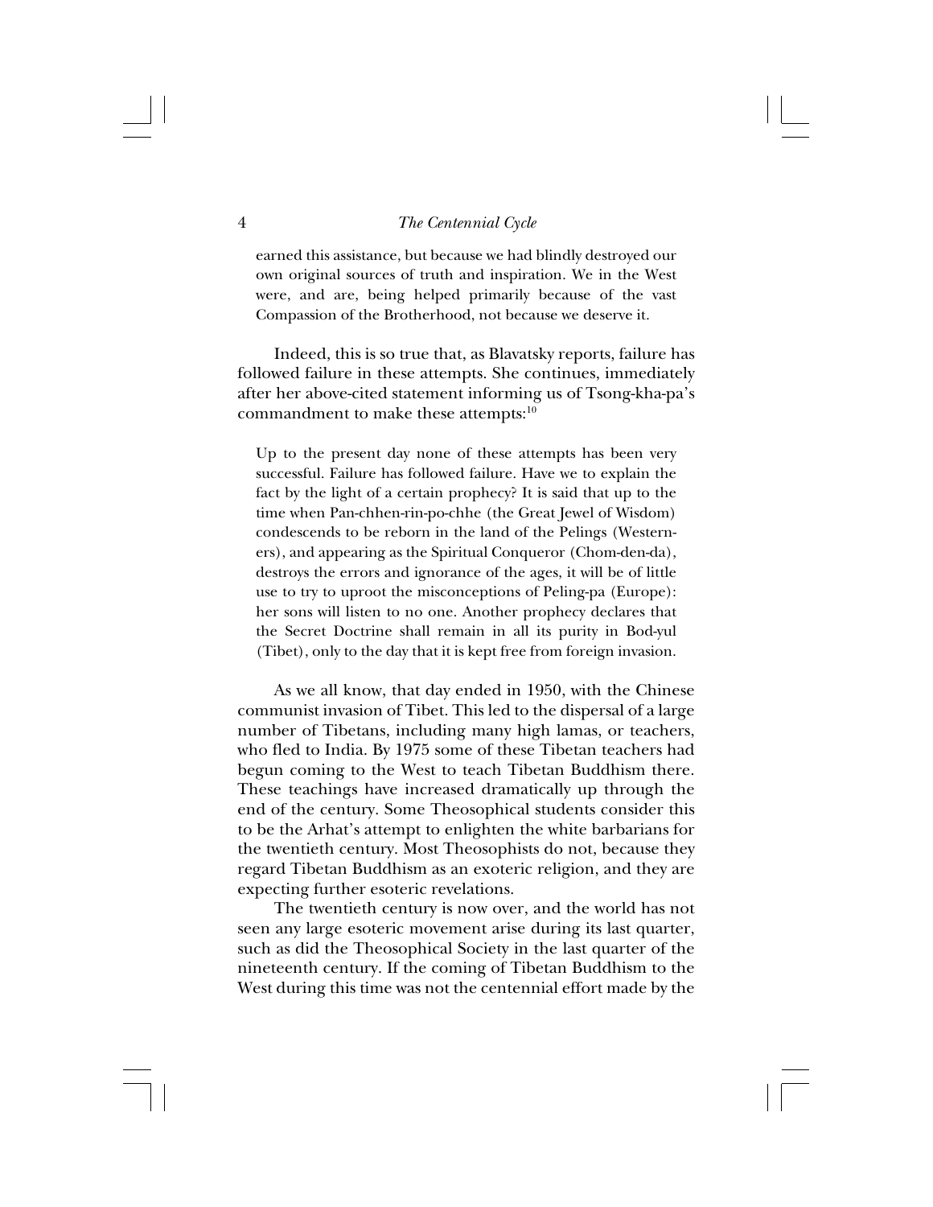earned this assistance, but because we had blindly destroyed our own original sources of truth and inspiration. We in the West were, and are, being helped primarily because of the vast Compassion of the Brotherhood, not because we deserve it.

Indeed, this is so true that, as Blavatsky reports, failure has followed failure in these attempts. She continues, immediately after her above-cited statement informing us of Tsong-kha-pa's commandment to make these attempts:[10]

> Up to the present day none of these attempts has been very successful. Failure has followed failure. Have we to explain the fact by the light of a certain prophecy? It is said that up to the time when Pan-chhen-rin-po-chhe (the Great Jewel of Wisdom) condescends to be reborn in the land of the Pelings (Westerners), and appearing as the Spiritual Conqueror (Chom-den-da), destroys the errors and ignorance of the ages, it will be of little use to try to uproot the misconceptions of Peling-pa (Europe): her sons will listen to no one. Another prophecy declares that the Secret Doctrine shall remain in all its purity in Bod-yul (Tibet), only to the day that it is kept free from foreign invasion.

As we all know, that day ended in 1950, with the Chinese communist invasion of Tibet. This led to the dispersal of a large number of Tibetans, including many high lamas, or teachers, who fled to India. By 1975 some of these Tibetan teachers had begun coming to the West to teach Tibetan Buddhism there. These teachings have increased dramatically up through the end of the century. Some Theosophical students consider this to be the Arhat's attempt to enlighten the white barbarians for the twentieth century. Most Theosophists do not, because they regard Tibetan Buddhism as an exoteric religion, and they are expecting further esoteric revelations.

The twentieth century is now over, and the world has not seen any large esoteric movement arise during its last quarter, such as did the Theosophical Society in the last quarter of the nineteenth century. If the coming of Tibetan Buddhism to the West during this time was not the centennial effort made by the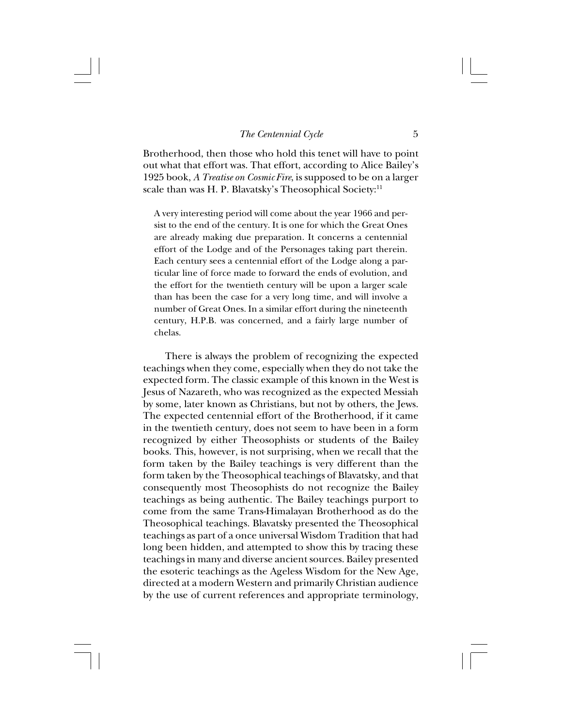Brotherhood, then those who hold this tenet will have to point out what that effort was. That effort, according to Alice Bailey's 1925 book, *A Treatise on Cosmic Fire*, is supposed to be on a larger scale than was H. P. Blavatsky's Theosophical Society:[11]

> A very interesting period will come about the year 1966 and persist to the end of the century. It is one for which the Great Ones are already making due preparation. It concerns a centennial effort of the Lodge and of the Personages taking part therein. Each century sees a centennial effort of the Lodge along a particular line of force made to forward the ends of evolution, and the effort for the twentieth century will be upon a larger scale than has been the case for a very long time, and will involve a number of Great Ones. In a similar effort during the nineteenth century, H.P.B. was concerned, and a fairly large number of chelas.

There is always the problem of recognizing the expected teachings when they come, especially when they do not take the expected form. The classic example of this known in the West is Jesus of Nazareth, who was recognized as the expected Messiah by some, later known as Christians, but not by others, the Jews. The expected centennial effort of the Brotherhood, if it came in the twentieth century, does not seem to have been in a form recognized by either Theosophists or students of the Bailey books. This, however, is not surprising, when we recall that the form taken by the Bailey teachings is very different than the form taken by the Theosophical teachings of Blavatsky, and that consequently most Theosophists do not recognize the Bailey teachings as being authentic. The Bailey teachings purport to come from the same Trans-Himalayan Brotherhood as do the Theosophical teachings. Blavatsky presented the Theosophical teachings as part of a once universal Wisdom Tradition that had long been hidden, and attempted to show this by tracing these teachings in many and diverse ancient sources. Bailey presented the esoteric teachings as the Ageless Wisdom for the New Age, directed at a modern Western and primarily Christian audience by the use of current references and appropriate terminology,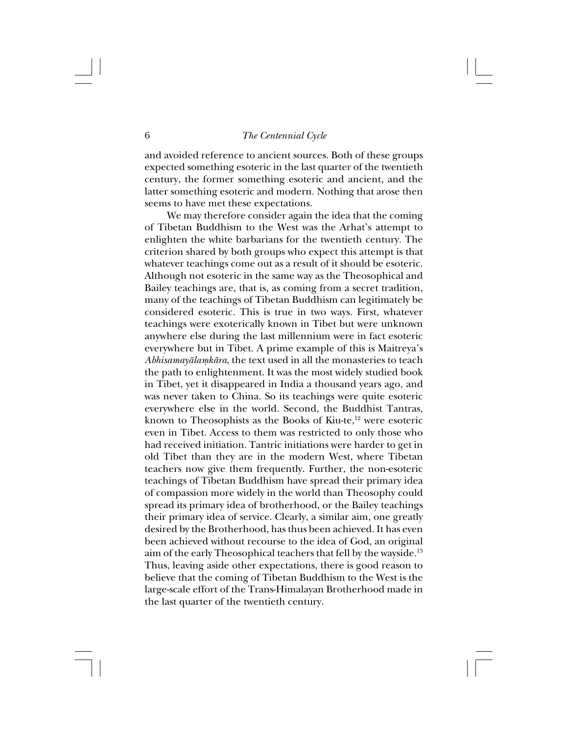and avoided reference to ancient sources. Both of these groups expected something esoteric in the last quarter of the twentieth century, the former something esoteric and ancient, and the latter something esoteric and modern. Nothing that arose then seems to have met these expectations.

We may therefore consider again the idea that the coming of Tibetan Buddhism to the West was the Arhat's attempt to enlighten the white barbarians for the twentieth century. The criterion shared by both groups who expect this attempt is that whatever teachings come out as a result of it should be esoteric. Although not esoteric in the same way as the Theosophical and Bailey teachings are, that is, as coming from a secret tradition, many of the teachings of Tibetan Buddhism can legitimately be considered esoteric. This is true in two ways. First, whatever teachings were exoterically known in Tibet but were unknown anywhere else during the last millennium were in fact esoteric everywhere but in Tibet. A prime example of this is Maitreya's *Abhisamayālaṃkāra*, the text used in all the monasteries to teach the path to enlightenment. It was the most widely studied book in Tibet, yet it disappeared in India a thousand years ago, and was never taken to China. So its teachings were quite esoteric everywhere else in the world. Second, the Buddhist Tantras, known to Theosophists as the Books of Kiu-te,[12] were esoteric even in Tibet. Access to them was restricted to only those who had received initiation. Tantric initiations were harder to get in old Tibet than they are in the modern West, where Tibetan teachers now give them frequently. Further, the non-esoteric teachings of Tibetan Buddhism have spread their primary idea of compassion more widely in the world than Theosophy could spread its primary idea of brotherhood, or the Bailey teachings their primary idea of service. Clearly, a similar aim, one greatly desired by the Brotherhood, has thus been achieved. It has even been achieved without recourse to the idea of God, an original aim of the early Theosophical teachers that fell by the wayside.[13] Thus, leaving aside other expectations, there is good reason to believe that the coming of Tibetan Buddhism to the West is the large-scale effort of the Trans-Himalayan Brotherhood made in the last quarter of the twentieth century.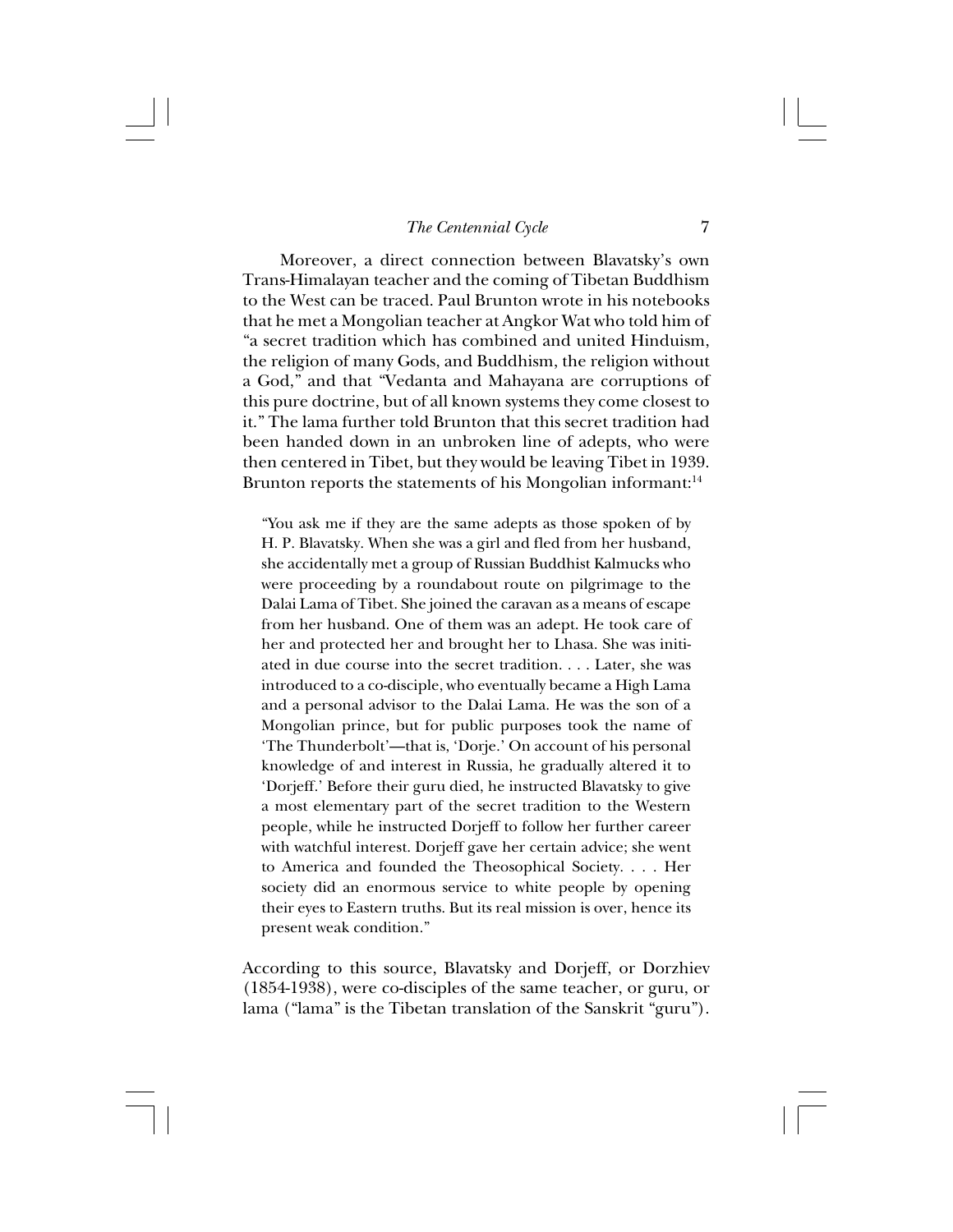Moreover, a direct connection between Blavatsky's own Trans-Himalayan teacher and the coming of Tibetan Buddhism to the West can be traced. Paul Brunton wrote in his notebooks that he met a Mongolian teacher at Angkor Wat who told him of "a secret tradition which has combined and united Hinduism, the religion of many Gods, and Buddhism, the religion without a God," and that "Vedanta and Mahayana are corruptions of this pure doctrine, but of all known systems they come closest to it." The lama further told Brunton that this secret tradition had been handed down in an unbroken line of adepts, who were then centered in Tibet, but they would be leaving Tibet in 1939. Brunton reports the statements of his Mongolian informant:[14]

> "You ask me if they are the same adepts as those spoken of by H. P. Blavatsky. When she was a girl and fled from her husband, she accidentally met a group of Russian Buddhist Kalmucks who were proceeding by a roundabout route on pilgrimage to the Dalai Lama of Tibet. She joined the caravan as a means of escape from her husband. One of them was an adept. He took care of her and protected her and brought her to Lhasa. She was initiated in due course into the secret tradition. . . . Later, she was introduced to a co-disciple, who eventually became a High Lama and a personal advisor to the Dalai Lama. He was the son of a Mongolian prince, but for public purposes took the name of 'The Thunderbolt'—that is, 'Dorje.' On account of his personal knowledge of and interest in Russia, he gradually altered it to 'Dorjeff.' Before their guru died, he instructed Blavatsky to give a most elementary part of the secret tradition to the Western people, while he instructed Dorjeff to follow her further career with watchful interest. Dorjeff gave her certain advice; she went to America and founded the Theosophical Society. . . . Her society did an enormous service to white people by opening their eyes to Eastern truths. But its real mission is over, hence its present weak condition."

According to this source, Blavatsky and Dorjeff, or Dorzhiev (1854-1938), were co-disciples of the same teacher, or guru, or lama ("lama" is the Tibetan translation of the Sanskrit "guru").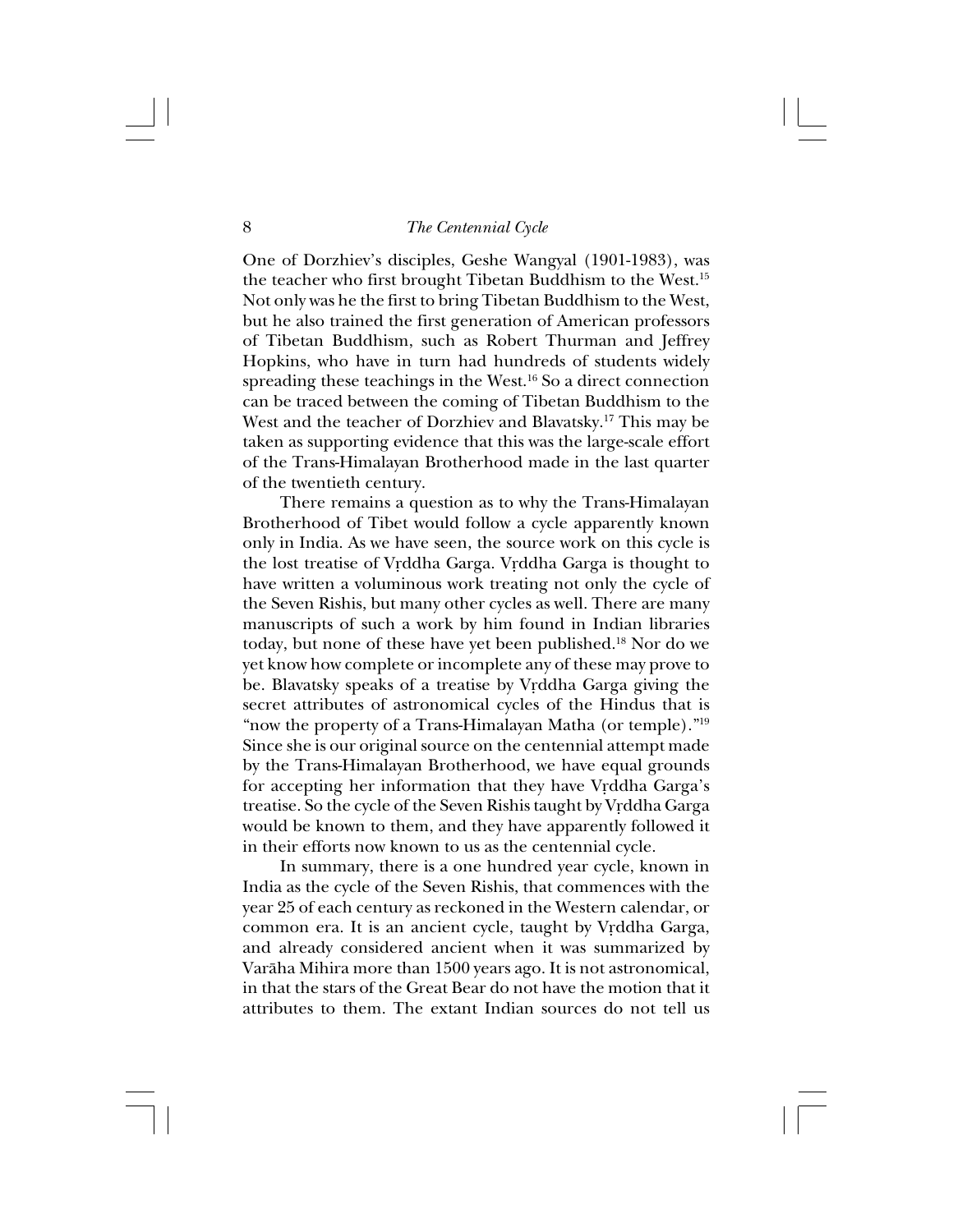One of Dorzhiev's disciples, Geshe Wangyal (1901-1983), was the teacher who first brought Tibetan Buddhism to the West.[15] Not only was he the first to bring Tibetan Buddhism to the West, but he also trained the first generation of American professors of Tibetan Buddhism, such as Robert Thurman and Jeffrey Hopkins, who have in turn had hundreds of students widely spreading these teachings in the West.[16] So a direct connection can be traced between the coming of Tibetan Buddhism to the West and the teacher of Dorzhiev and Blavatsky.[17] This may be taken as supporting evidence that this was the large-scale effort of the Trans-Himalayan Brotherhood made in the last quarter of the twentieth century.

There remains a question as to why the Trans-Himalayan Brotherhood of Tibet would follow a cycle apparently known only in India. As we have seen, the source work on this cycle is the lost treatise of Vṛddha Garga. Vṛddha Garga is thought to have written a voluminous work treating not only the cycle of the Seven Rishis, but many other cycles as well. There are many manuscripts of such a work by him found in Indian libraries today, but none of these have yet been published.[18] Nor do we yet know how complete or incomplete any of these may prove to be. Blavatsky speaks of a treatise by Vṛddha Garga giving the secret attributes of astronomical cycles of the Hindus that is "now the property of a Trans-Himalayan Matha (or temple)."[19] Since she is our original source on the centennial attempt made by the Trans-Himalayan Brotherhood, we have equal grounds for accepting her information that they have Vṛddha Garga's treatise. So the cycle of the Seven Rishis taught by Vṛddha Garga would be known to them, and they have apparently followed it in their efforts now known to us as the centennial cycle.

In summary, there is a one hundred year cycle, known in India as the cycle of the Seven Rishis, that commences with the year 25 of each century as reckoned in the Western calendar, or common era. It is an ancient cycle, taught by Vṛddha Garga, and already considered ancient when it was summarized by Varāha Mihira more than 1500 years ago. It is not astronomical, in that the stars of the Great Bear do not have the motion that it attributes to them. The extant Indian sources do not tell us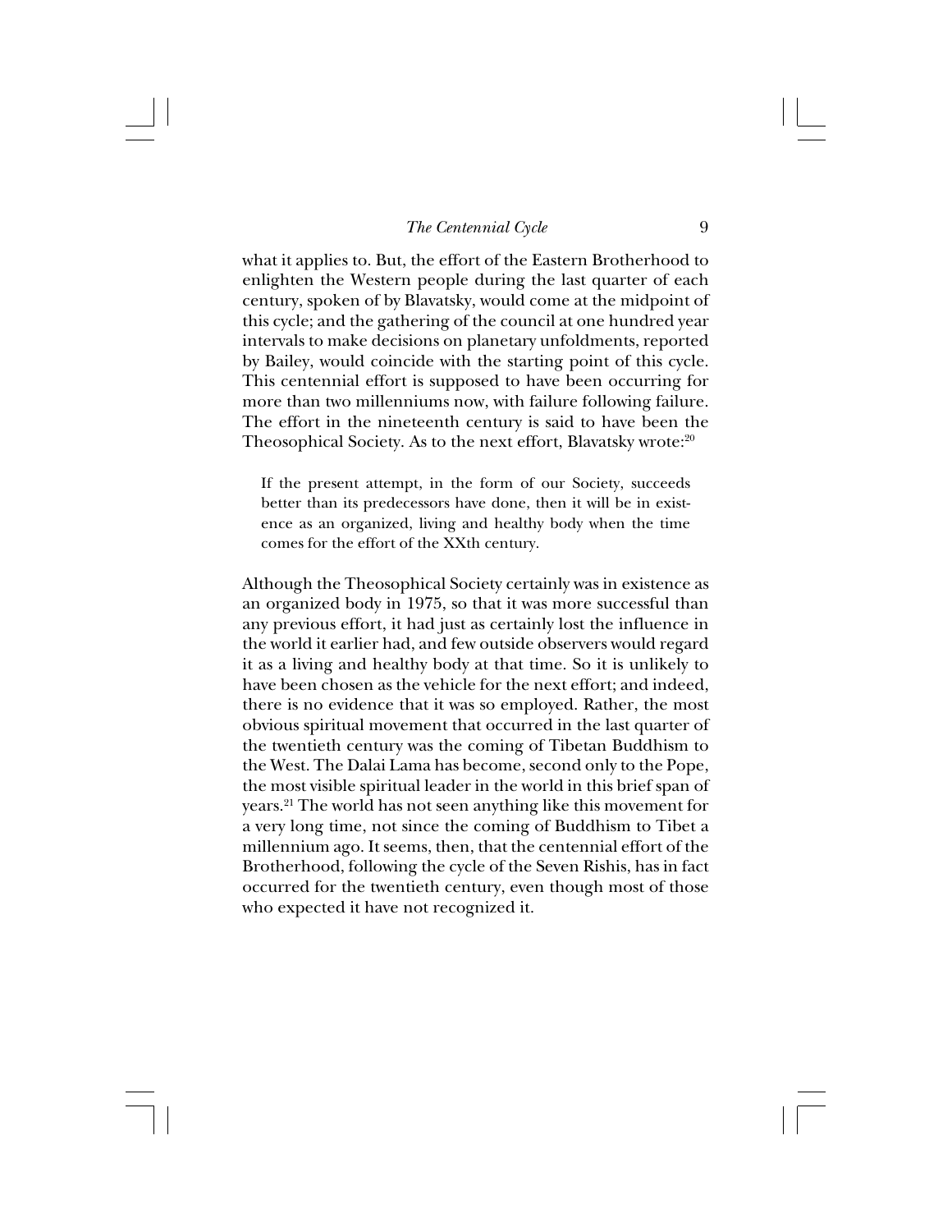what it applies to. But, the effort of the Eastern Brotherhood to enlighten the Western people during the last quarter of each century, spoken of by Blavatsky, would come at the midpoint of this cycle; and the gathering of the council at one hundred year intervals to make decisions on planetary unfoldments, reported by Bailey, would coincide with the starting point of this cycle. This centennial effort is supposed to have been occurring for more than two millenniums now, with failure following failure. The effort in the nineteenth century is said to have been the Theosophical Society. As to the next effort, Blavatsky wrote:[20]

> If the present attempt, in the form of our Society, succeeds better than its predecessors have done, then it will be in existence as an organized, living and healthy body when the time comes for the effort of the XXth century.

Although the Theosophical Society certainly was in existence as an organized body in 1975, so that it was more successful than any previous effort, it had just as certainly lost the influence in the world it earlier had, and few outside observers would regard it as a living and healthy body at that time. So it is unlikely to have been chosen as the vehicle for the next effort; and indeed, there is no evidence that it was so employed. Rather, the most obvious spiritual movement that occurred in the last quarter of the twentieth century was the coming of Tibetan Buddhism to the West. The Dalai Lama has become, second only to the Pope, the most visible spiritual leader in the world in this brief span of years.[21] The world has not seen anything like this movement for a very long time, not since the coming of Buddhism to Tibet a millennium ago. It seems, then, that the centennial effort of the Brotherhood, following the cycle of the Seven Rishis, has in fact occurred for the twentieth century, even though most of those who expected it have not recognized it.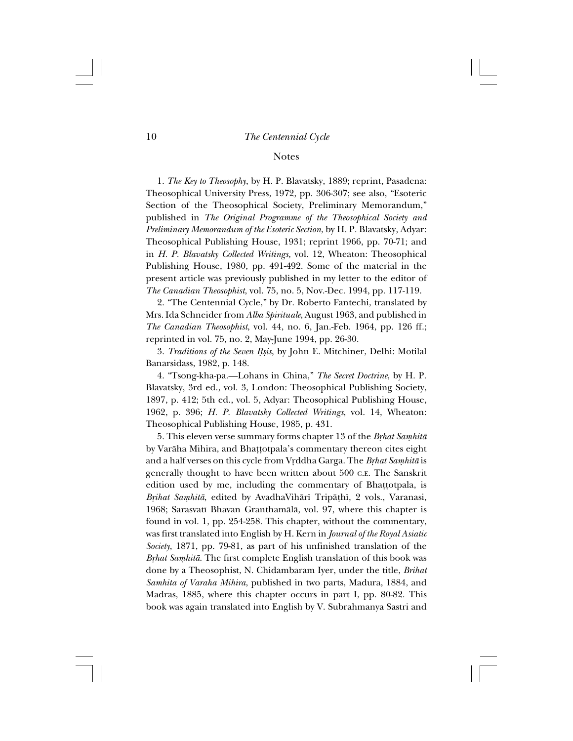## Notes

1. *The Key to Theosophy*, by H. P. Blavatsky, 1889; reprint, Pasadena: Theosophical University Press, 1972, pp. 306-307; see also, "Esoteric Section of the Theosophical Society, Preliminary Memorandum," published in *The Original Programme of the Theosophical Society and Preliminary Memorandum of the Esoteric Section*, by H. P. Blavatsky, Adyar: Theosophical Publishing House, 1931; reprint 1966, pp. 70-71; and in *H. P. Blavatsky Collected Writings,* vol. 12, Wheaton: Theosophical Publishing House, 1980, pp. 491-492. Some of the material in the present article was previously published in my letter to the editor of *The Canadian Theosophist*, vol. 75, no. 5, Nov.-Dec. 1994, pp. 117-119.

2. "The Centennial Cycle," by Dr. Roberto Fantechi, translated by Mrs. Ida Schneider from *Alba Spirituale*, August 1963, and published in *The Canadian Theosophist*, vol. 44, no. 6, Jan.-Feb. 1964, pp. 126 ff.; reprinted in vol. 75, no. 2, May-June 1994, pp. 26-30.

3. *Traditions of the Seven Ṛṣis*, by John E. Mitchiner, Delhi: Motilal Banarsidass, 1982, p. 148.

4. "Tsong-kha-pa.—Lohans in China," *The Secret Doctrine*, by H. P. Blavatsky, 3rd ed., vol. 3, London: Theosophical Publishing Society, 1897, p. 412; 5th ed., vol. 5, Adyar: Theosophical Publishing House, 1962, p. 396; *H. P. Blavatsky Collected Writings*, vol. 14, Wheaton: Theosophical Publishing House, 1985, p. 431.

5. This eleven verse summary forms chapter 13 of the *Bṛhat Saṃhitā* by Varāha Mihira, and Bhaṭṭotpala's commentary thereon cites eight and a half verses on this cycle from Vṛddha Garga. The *Bṛhat Saṃhitā* is generally thought to have been written about 500 C.E. The Sanskrit edition used by me, including the commentary of Bhaṭṭotpala, is *Bṛihat Saṃhitā*, edited by AvadhaVihārī Tripāṭhī, 2 vols., Varanasi, 1968; Sarasvatī Bhavan Granthamālā, vol. 97, where this chapter is found in vol. 1, pp. 254-258. This chapter, without the commentary, was first translated into English by H. Kern in *Journal of the Royal Asiatic Society*, 1871, pp. 79-81, as part of his unfinished translation of the *Bṛhat Saṃhitā*. The first complete English translation of this book was done by a Theosophist, N. Chidambaram Iyer, under the title, *Brihat Samhita of Varaha Mihira*, published in two parts, Madura, 1884, and Madras, 1885, where this chapter occurs in part I, pp. 80-82. This book was again translated into English by V. Subrahmanya Sastri and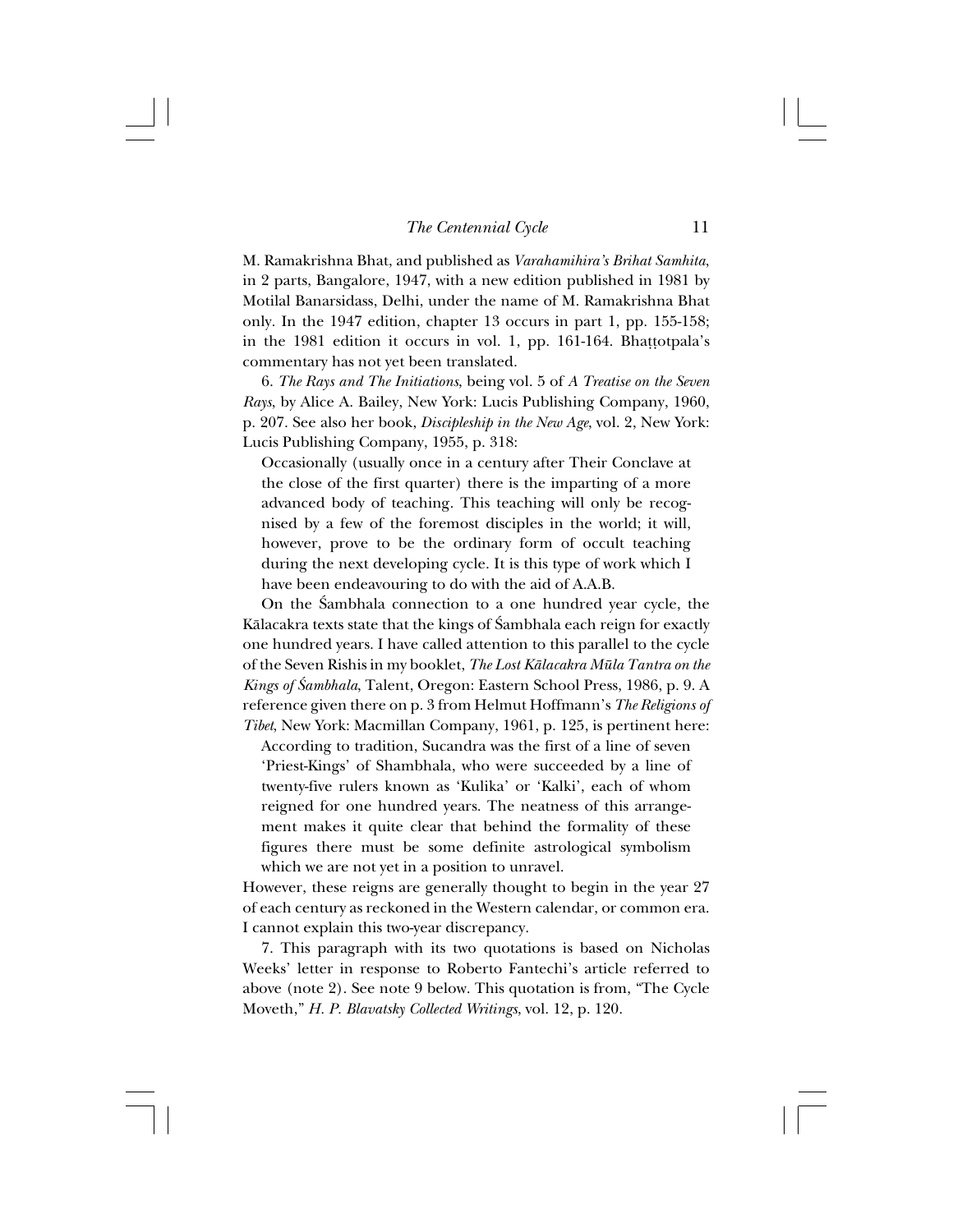M. Ramakrishna Bhat, and published as *Varahamihira's Brihat Samhita*, in 2 parts, Bangalore, 1947, with a new edition published in 1981 by Motilal Banarsidass, Delhi, under the name of M. Ramakrishna Bhat only. In the 1947 edition, chapter 13 occurs in part 1, pp. 155-158; in the 1981 edition it occurs in vol. 1, pp. 161-164. Bhaṭṭotpala's commentary has not yet been translated.

6. *The Rays and The Initiations*, being vol. 5 of *A Treatise on the Seven Rays*, by Alice A. Bailey, New York: Lucis Publishing Company, 1960, p. 207. See also her book, *Discipleship in the New Age*, vol. 2, New York: Lucis Publishing Company, 1955, p. 318:

> Occasionally (usually once in a century after Their Conclave at the close of the first quarter) there is the imparting of a more advanced body of teaching. This teaching will only be recognised by a few of the foremost disciples in the world; it will, however, prove to be the ordinary form of occult teaching during the next developing cycle. It is this type of work which I have been endeavouring to do with the aid of A.A.B.

On the Śambhala connection to a one hundred year cycle, the Kālacakra texts state that the kings of Śambhala each reign for exactly one hundred years. I have called attention to this parallel to the cycle of the Seven Rishis in my booklet, *The Lost Kālacakra Mūla Tantra on the Kings of Śambhala*, Talent, Oregon: Eastern School Press, 1986, p. 9. A reference given there on p. 3 from Helmut Hoffmann's *The Religions of Tibet*, New York: Macmillan Company, 1961, p. 125, is pertinent here:

> According to tradition, Sucandra was the first of a line of seven 'Priest-Kings' of Shambhala, who were succeeded by a line of twenty-five rulers known as 'Kulika' or 'Kalki', each of whom reigned for one hundred years. The neatness of this arrangement makes it quite clear that behind the formality of these figures there must be some definite astrological symbolism which we are not yet in a position to unravel.

However, these reigns are generally thought to begin in the year 27 of each century as reckoned in the Western calendar, or common era. I cannot explain this two-year discrepancy.

7. This paragraph with its two quotations is based on Nicholas Weeks' letter in response to Roberto Fantechi's article referred to above (note 2). See note 9 below. This quotation is from, "The Cycle Moveth," *H. P. Blavatsky Collected Writings*, vol. 12, p. 120.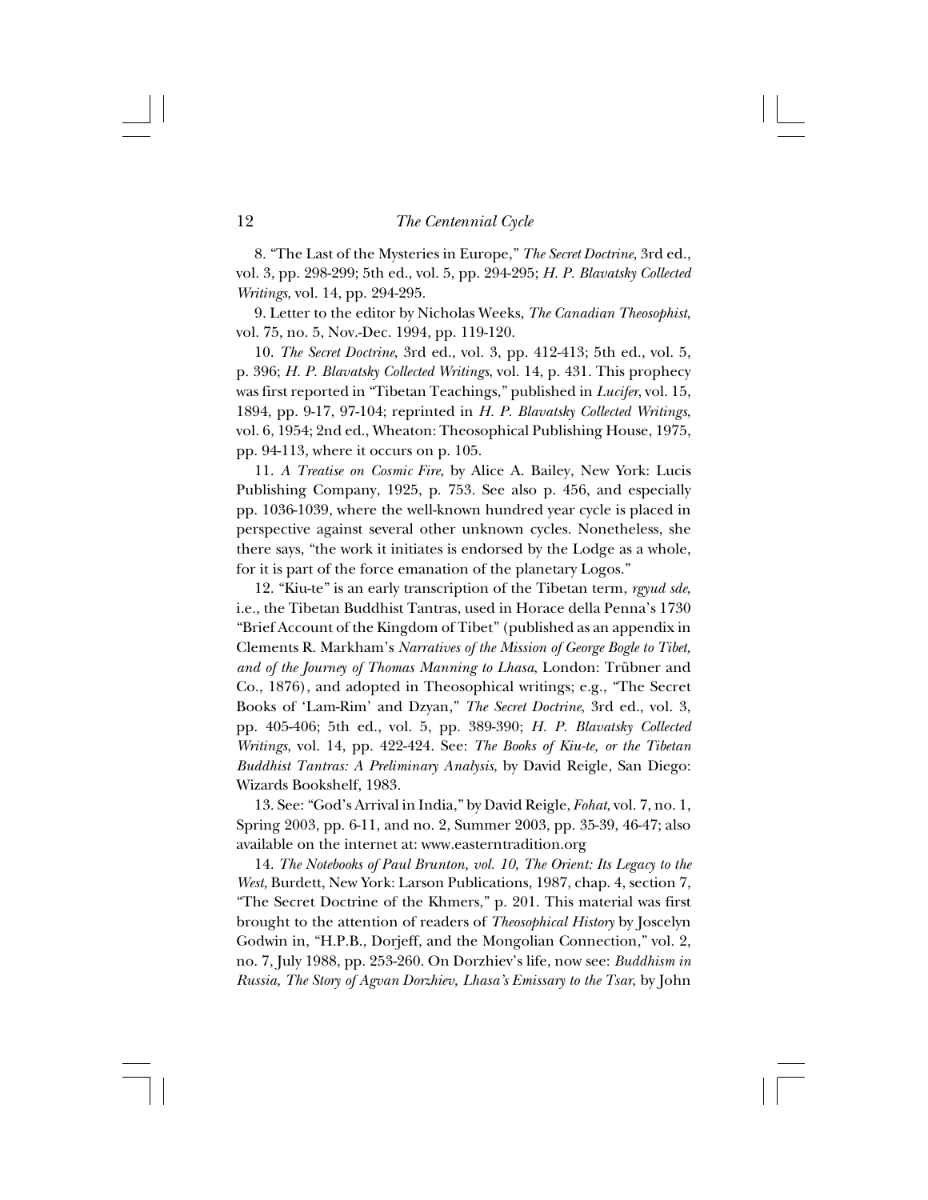8. "The Last of the Mysteries in Europe," *The Secret Doctrine*, 3rd ed., vol. 3, pp. 298-299; 5th ed., vol. 5, pp. 294-295; *H. P. Blavatsky Collected Writings*, vol. 14, pp. 294-295.

9. Letter to the editor by Nicholas Weeks, *The Canadian Theosophist*, vol. 75, no. 5, Nov.-Dec. 1994, pp. 119-120.

10. *The Secret Doctrine*, 3rd ed., vol. 3, pp. 412-413; 5th ed., vol. 5, p. 396; *H. P. Blavatsky Collected Writings*, vol. 14, p. 431. This prophecy was first reported in "Tibetan Teachings," published in *Lucifer*, vol. 15, 1894, pp. 9-17, 97-104; reprinted in *H. P. Blavatsky Collected Writings*, vol. 6, 1954; 2nd ed., Wheaton: Theosophical Publishing House, 1975, pp. 94-113, where it occurs on p. 105.

11. *A Treatise on Cosmic Fire*, by Alice A. Bailey, New York: Lucis Publishing Company, 1925, p. 753. See also p. 456, and especially pp. 1036-1039, where the well-known hundred year cycle is placed in perspective against several other unknown cycles. Nonetheless, she there says, "the work it initiates is endorsed by the Lodge as a whole, for it is part of the force emanation of the planetary Logos."

12. "Kiu-te" is an early transcription of the Tibetan term, *rgyud sde*, i.e., the Tibetan Buddhist Tantras, used in Horace della Penna's 1730 "Brief Account of the Kingdom of Tibet" (published as an appendix in Clements R. Markham's *Narratives of the Mission of George Bogle to Tibet, and of the Journey of Thomas Manning to Lhasa*, London: Trübner and Co., 1876), and adopted in Theosophical writings; e.g., "The Secret Books of 'Lam-Rim' and Dzyan," *The Secret Doctrine*, 3rd ed., vol. 3, pp. 405-406; 5th ed., vol. 5, pp. 389-390; *H. P. Blavatsky Collected Writings*, vol. 14, pp. 422-424. See: *The Books of Kiu-te, or the Tibetan Buddhist Tantras: A Preliminary Analysis*, by David Reigle, San Diego: Wizards Bookshelf, 1983.

13. See: "God's Arrival in India," by David Reigle, *Fohat*, vol. 7, no. 1, Spring 2003, pp. 6-11, and no. 2, Summer 2003, pp. 35-39, 46-47; also available on the internet at: www.easterntradition.org

14. *The Notebooks of Paul Brunton, vol. 10, The Orient: Its Legacy to the West*, Burdett, New York: Larson Publications, 1987, chap. 4, section 7, "The Secret Doctrine of the Khmers," p. 201. This material was first brought to the attention of readers of *Theosophical History* by Joscelyn Godwin in, "H.P.B., Dorjeff, and the Mongolian Connection," vol. 2, no. 7, July 1988, pp. 253-260. On Dorzhiev's life, now see: *Buddhism in Russia, The Story of Agvan Dorzhiev, Lhasa's Emissary to the Tsar*, by John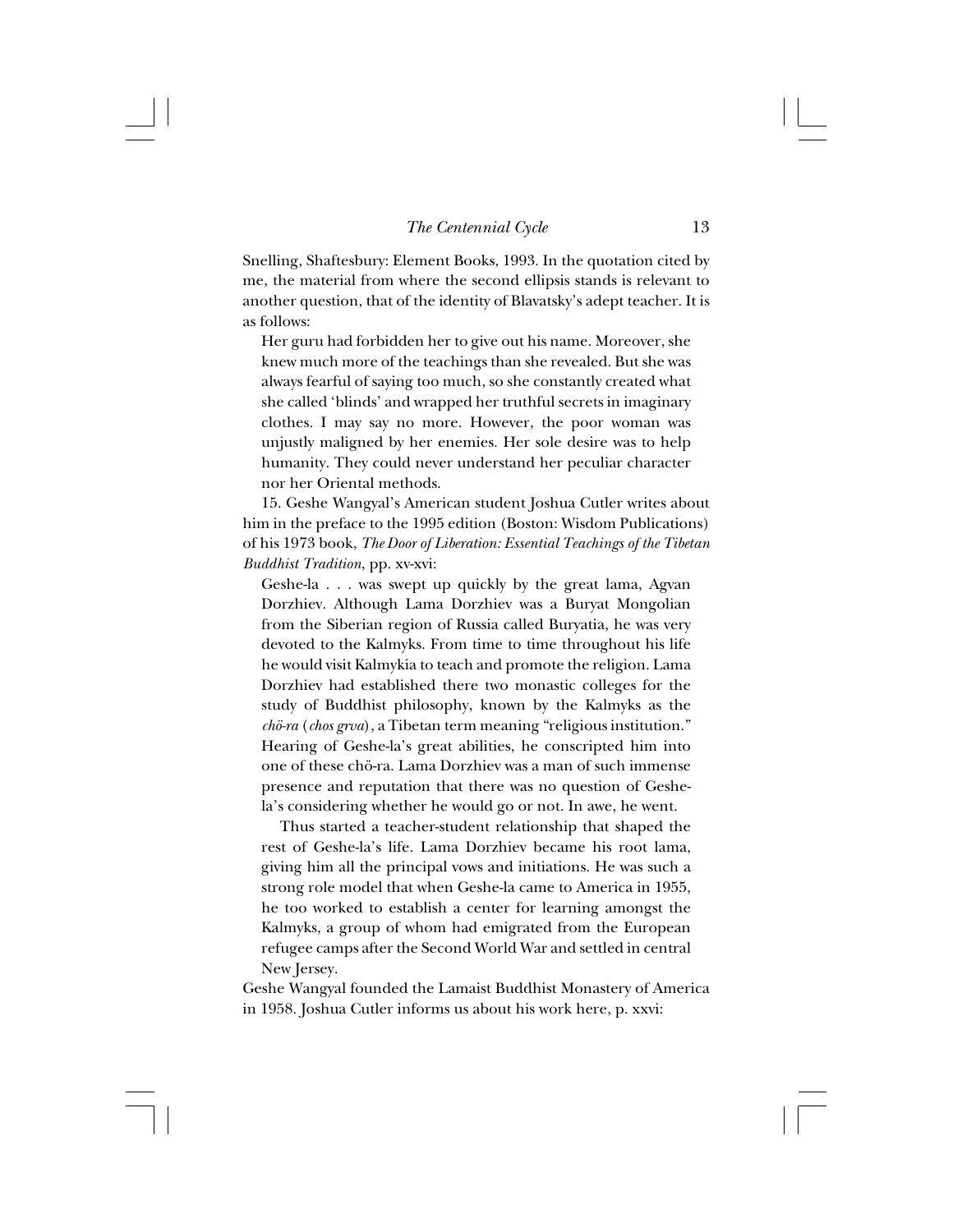Snelling, Shaftesbury: Element Books, 1993. In the quotation cited by me, the material from where the second ellipsis stands is relevant to another question, that of the identity of Blavatsky's adept teacher. It is as follows:

> Her guru had forbidden her to give out his name. Moreover, she knew much more of the teachings than she revealed. But she was always fearful of saying too much, so she constantly created what she called 'blinds' and wrapped her truthful secrets in imaginary clothes. I may say no more. However, the poor woman was unjustly maligned by her enemies. Her sole desire was to help humanity. They could never understand her peculiar character nor her Oriental methods.

15. Geshe Wangyal's American student Joshua Cutler writes about him in the preface to the 1995 edition (Boston: Wisdom Publications) of his 1973 book, *The Door of Liberation: Essential Teachings of the Tibetan Buddhist Tradition*, pp. xv-xvi:

> Geshe-la . . . was swept up quickly by the great lama, Agvan Dorzhiev. Although Lama Dorzhiev was a Buryat Mongolian from the Siberian region of Russia called Buryatia, he was very devoted to the Kalmyks. From time to time throughout his life he would visit Kalmykia to teach and promote the religion. Lama Dorzhiev had established there two monastic colleges for the study of Buddhist philosophy, known by the Kalmyks as the *chö-ra* (*chos grva*), a Tibetan term meaning "religious institution." Hearing of Geshe-la's great abilities, he conscripted him into one of these chö-ra. Lama Dorzhiev was a man of such immense presence and reputation that there was no question of Geshe-la's considering whether he would go or not. In awe, he went.
>
> Thus started a teacher-student relationship that shaped the rest of Geshe-la's life. Lama Dorzhiev became his root lama, giving him all the principal vows and initiations. He was such a strong role model that when Geshe-la came to America in 1955, he too worked to establish a center for learning amongst the Kalmyks, a group of whom had emigrated from the European refugee camps after the Second World War and settled in central New Jersey.

Geshe Wangyal founded the Lamaist Buddhist Monastery of America in 1958. Joshua Cutler informs us about his work here, p. xxvi: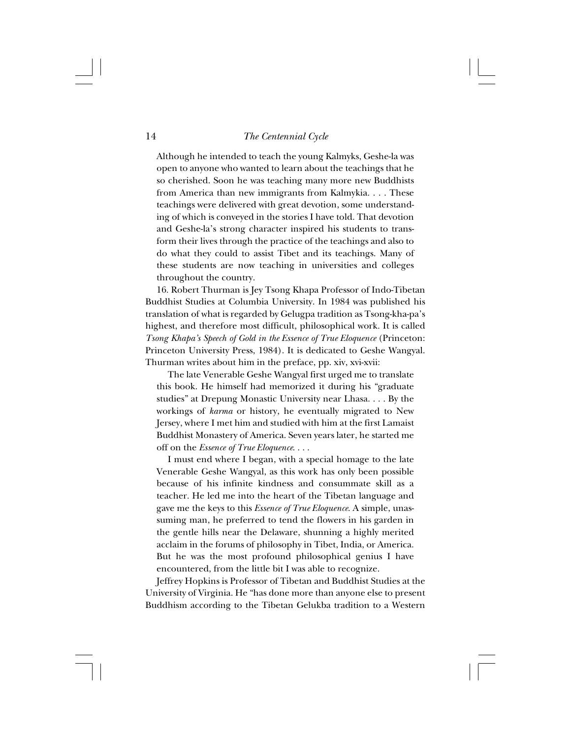Although he intended to teach the young Kalmyks, Geshe-la was open to anyone who wanted to learn about the teachings that he so cherished. Soon he was teaching many more new Buddhists from America than new immigrants from Kalmykia. . . . These teachings were delivered with great devotion, some understanding of which is conveyed in the stories I have told. That devotion and Geshe-la's strong character inspired his students to transform their lives through the practice of the teachings and also to do what they could to assist Tibet and its teachings. Many of these students are now teaching in universities and colleges throughout the country.

16. Robert Thurman is Jey Tsong Khapa Professor of Indo-Tibetan Buddhist Studies at Columbia University. In 1984 was published his translation of what is regarded by Gelugpa tradition as Tsong-kha-pa's highest, and therefore most difficult, philosophical work. It is called *Tsong Khapa's Speech of Gold in the Essence of True Eloquence* (Princeton: Princeton University Press, 1984). It is dedicated to Geshe Wangyal. Thurman writes about him in the preface, pp. xiv, xvi-xvii:

> The late Venerable Geshe Wangyal first urged me to translate this book. He himself had memorized it during his "graduate studies" at Drepung Monastic University near Lhasa. . . . By the workings of *karma* or history, he eventually migrated to New Jersey, where I met him and studied with him at the first Lamaist Buddhist Monastery of America. Seven years later, he started me off on the *Essence of True Eloquence*. . . .
>
> I must end where I began, with a special homage to the late Venerable Geshe Wangyal, as this work has only been possible because of his infinite kindness and consummate skill as a teacher. He led me into the heart of the Tibetan language and gave me the keys to this *Essence of True Eloquence*. A simple, unassuming man, he preferred to tend the flowers in his garden in the gentle hills near the Delaware, shunning a highly merited acclaim in the forums of philosophy in Tibet, India, or America. But he was the most profound philosophical genius I have encountered, from the little bit I was able to recognize.

Jeffrey Hopkins is Professor of Tibetan and Buddhist Studies at the University of Virginia. He "has done more than anyone else to present Buddhism according to the Tibetan Gelukba tradition to a Western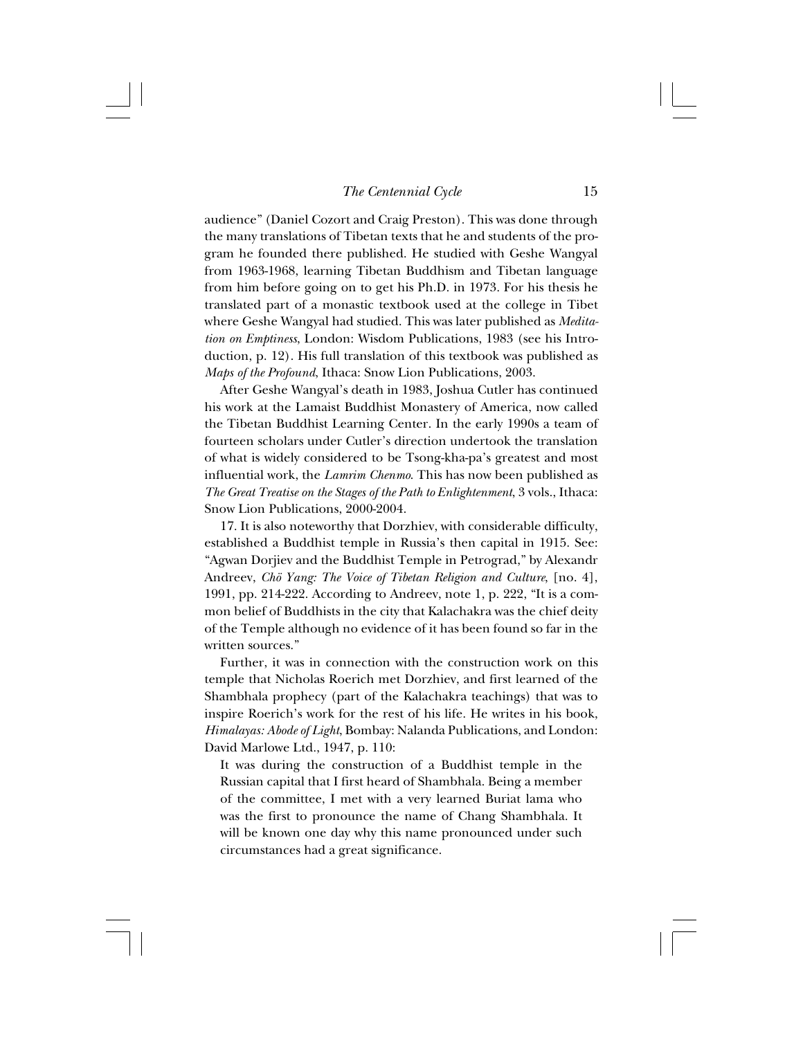audience" (Daniel Cozort and Craig Preston). This was done through the many translations of Tibetan texts that he and students of the program he founded there published. He studied with Geshe Wangyal from 1963-1968, learning Tibetan Buddhism and Tibetan language from him before going on to get his Ph.D. in 1973. For his thesis he translated part of a monastic textbook used at the college in Tibet where Geshe Wangyal had studied. This was later published as *Meditation on Emptiness*, London: Wisdom Publications, 1983 (see his Introduction, p. 12). His full translation of this textbook was published as *Maps of the Profound*, Ithaca: Snow Lion Publications, 2003.

After Geshe Wangyal's death in 1983, Joshua Cutler has continued his work at the Lamaist Buddhist Monastery of America, now called the Tibetan Buddhist Learning Center. In the early 1990s a team of fourteen scholars under Cutler's direction undertook the translation of what is widely considered to be Tsong-kha-pa's greatest and most influential work, the *Lamrim Chenmo*. This has now been published as *The Great Treatise on the Stages of the Path to Enlightenment*, 3 vols., Ithaca: Snow Lion Publications, 2000-2004.

17. It is also noteworthy that Dorzhiev, with considerable difficulty, established a Buddhist temple in Russia's then capital in 1915. See: "Agwan Dorjiev and the Buddhist Temple in Petrograd," by Alexandr Andreev, *Chö Yang: The Voice of Tibetan Religion and Culture*, [no. 4], 1991, pp. 214-222. According to Andreev, note 1, p. 222, "It is a common belief of Buddhists in the city that Kalachakra was the chief deity of the Temple although no evidence of it has been found so far in the written sources."

Further, it was in connection with the construction work on this temple that Nicholas Roerich met Dorzhiev, and first learned of the Shambhala prophecy (part of the Kalachakra teachings) that was to inspire Roerich's work for the rest of his life. He writes in his book, *Himalayas: Abode of Light*, Bombay: Nalanda Publications, and London: David Marlowe Ltd., 1947, p. 110:

> It was during the construction of a Buddhist temple in the Russian capital that I first heard of Shambhala. Being a member of the committee, I met with a very learned Buriat lama who was the first to pronounce the name of Chang Shambhala. It will be known one day why this name pronounced under such circumstances had a great significance.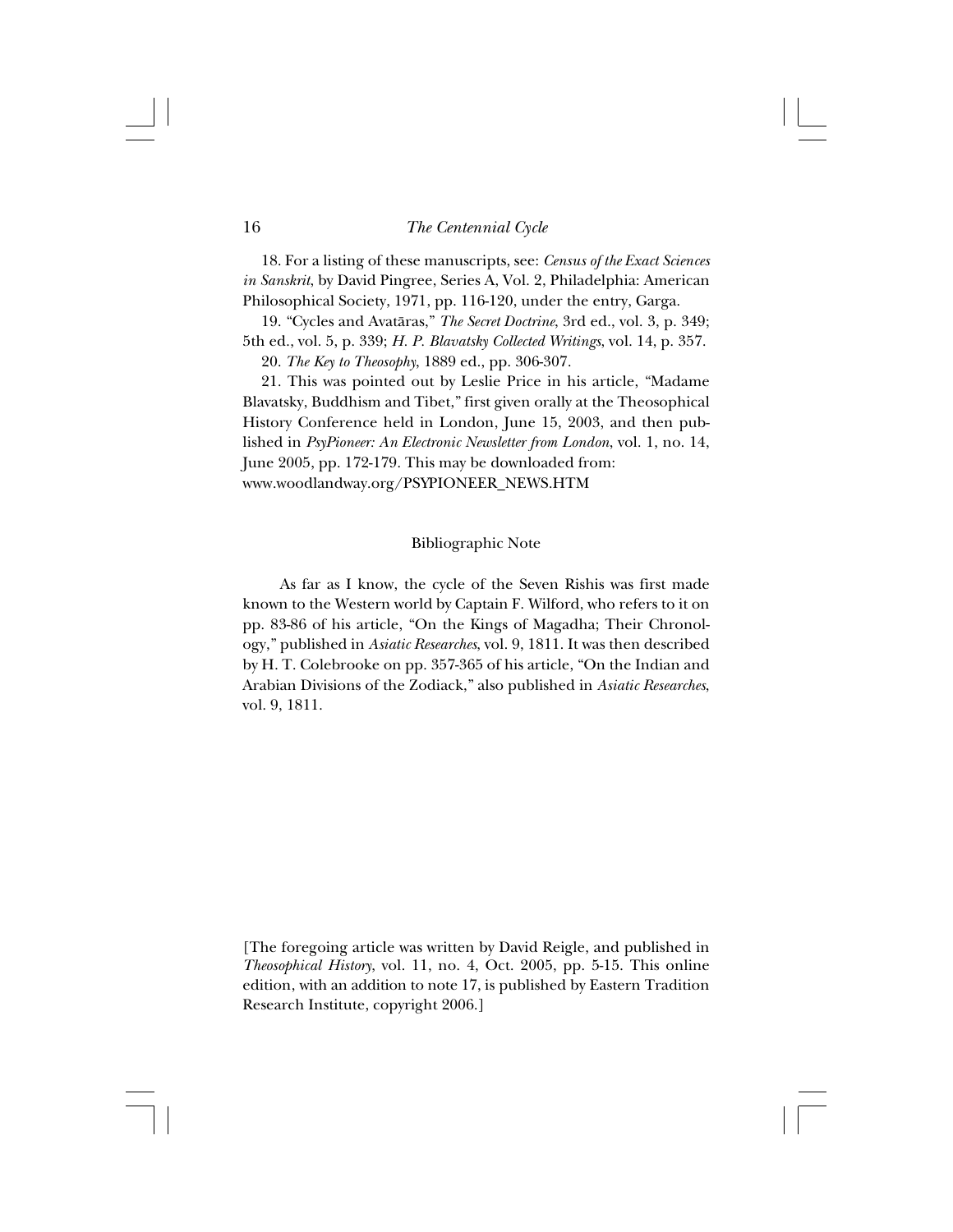18. For a listing of these manuscripts, see: *Census of the Exact Sciences in Sanskrit*, by David Pingree, Series A, Vol. 2, Philadelphia: American Philosophical Society, 1971, pp. 116-120, under the entry, Garga.

19. "Cycles and Avatāras," *The Secret Doctrine*, 3rd ed., vol. 3, p. 349; 5th ed., vol. 5, p. 339; *H. P. Blavatsky Collected Writings*, vol. 14, p. 357.

20. *The Key to Theosophy*, 1889 ed., pp. 306-307.

21. This was pointed out by Leslie Price in his article, "Madame Blavatsky, Buddhism and Tibet," first given orally at the Theosophical History Conference held in London, June 15, 2003, and then published in *PsyPioneer: An Electronic Newsletter from London*, vol. 1, no. 14, June 2005, pp. 172-179. This may be downloaded from: www.woodlandway.org/PSYPIONEER_NEWS.HTM

## Bibliographic Note

As far as I know, the cycle of the Seven Rishis was first made known to the Western world by Captain F. Wilford, who refers to it on pp. 83-86 of his article, "On the Kings of Magadha; Their Chronology," published in *Asiatic Researches*, vol. 9, 1811. It was then described by H. T. Colebrooke on pp. 357-365 of his article, "On the Indian and Arabian Divisions of the Zodiack," also published in *Asiatic Researches*, vol. 9, 1811.

[The foregoing article was written by David Reigle, and published in *Theosophical History*, vol. 11, no. 4, Oct. 2005, pp. 5-15. This online edition, with an addition to note 17, is published by Eastern Tradition Research Institute, copyright 2006.]